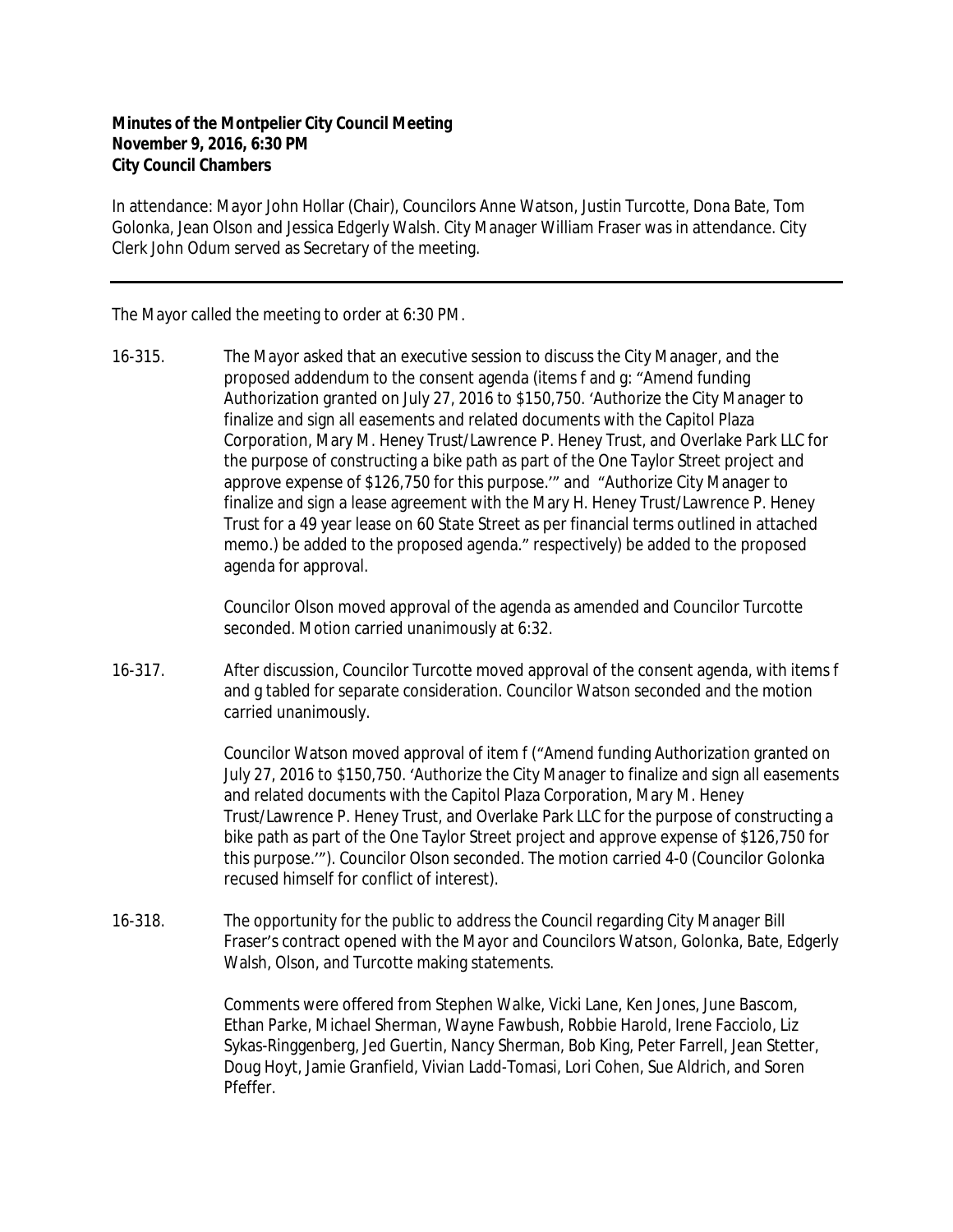**Minutes of the Montpelier City Council Meeting**
**November 9, 2016, 6:30 PM**
**City Council Chambers**

In attendance: Mayor John Hollar (Chair), Councilors Anne Watson, Justin Turcotte, Dona Bate, Tom Golonka, Jean Olson and Jessica Edgerly Walsh. City Manager William Fraser was in attendance. City Clerk John Odum served as Secretary of the meeting.

---

The Mayor called the meeting to order at 6:30 PM.

16-315. The Mayor asked that an executive session to discuss the City Manager, and the proposed addendum to the consent agenda (items f and g: "Amend funding Authorization granted on July 27, 2016 to $150,750. 'Authorize the City Manager to finalize and sign all easements and related documents with the Capitol Plaza Corporation, Mary M. Heney Trust/Lawrence P. Heney Trust, and Overlake Park LLC for the purpose of constructing a bike path as part of the One Taylor Street project and approve expense of $126,750 for this purpose.'" and "Authorize City Manager to finalize and sign a lease agreement with the Mary H. Heney Trust/Lawrence P. Heney Trust for a 49 year lease on 60 State Street as per financial terms outlined in attached memo.) be added to the proposed agenda." respectively) be added to the proposed agenda for approval.

Councilor Olson moved approval of the agenda as amended and Councilor Turcotte seconded. Motion carried unanimously at 6:32.

16-317. After discussion, Councilor Turcotte moved approval of the consent agenda, with items f and g tabled for separate consideration. Councilor Watson seconded and the motion carried unanimously.

Councilor Watson moved approval of item f ("Amend funding Authorization granted on July 27, 2016 to $150,750. 'Authorize the City Manager to finalize and sign all easements and related documents with the Capitol Plaza Corporation, Mary M. Heney Trust/Lawrence P. Heney Trust, and Overlake Park LLC for the purpose of constructing a bike path as part of the One Taylor Street project and approve expense of $126,750 for this purpose.'"). Councilor Olson seconded. The motion carried 4-0 (Councilor Golonka recused himself for conflict of interest).

16-318. The opportunity for the public to address the Council regarding City Manager Bill Fraser's contract opened with the Mayor and Councilors Watson, Golonka, Bate, Edgerly Walsh, Olson, and Turcotte making statements.

Comments were offered from Stephen Walke, Vicki Lane, Ken Jones, June Bascom, Ethan Parke, Michael Sherman, Wayne Fawbush, Robbie Harold, Irene Facciolo, Liz Sykas-Ringgenberg, Jed Guertin, Nancy Sherman, Bob King, Peter Farrell, Jean Stetter, Doug Hoyt, Jamie Granfield, Vivian Ladd-Tomasi, Lori Cohen, Sue Aldrich, and Soren Pfeffer.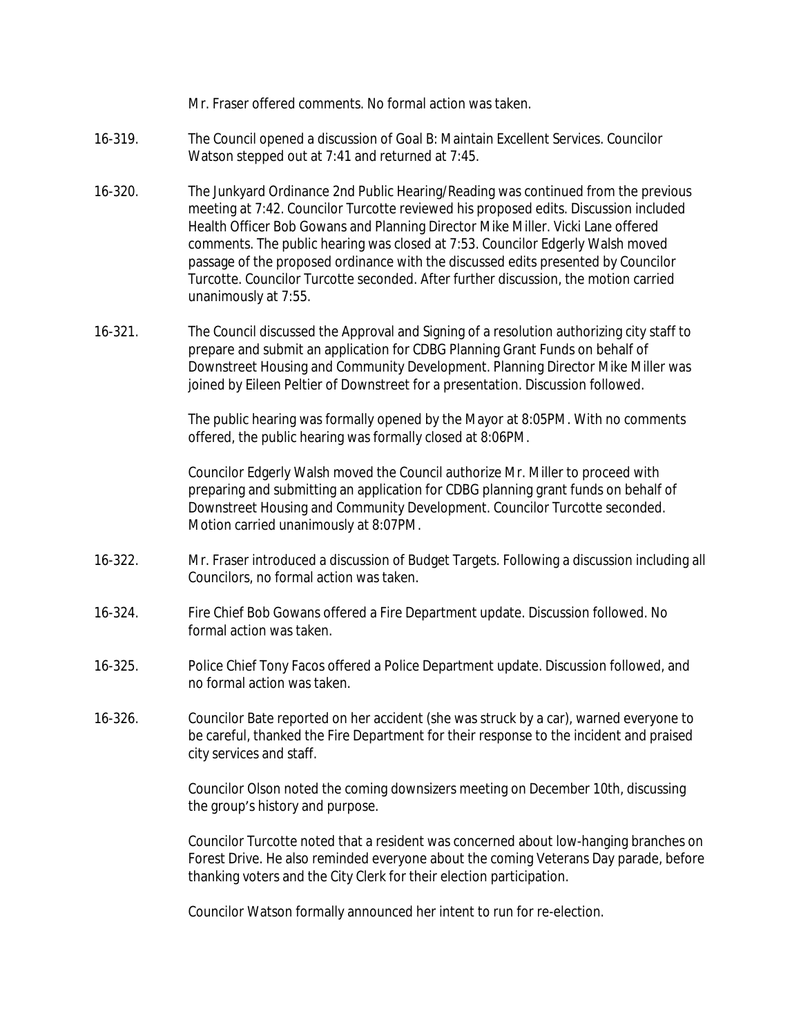Mr. Fraser offered comments. No formal action was taken.

16-319. The Council opened a discussion of Goal B: Maintain Excellent Services. Councilor Watson stepped out at 7:41 and returned at 7:45.

16-320. The Junkyard Ordinance 2nd Public Hearing/Reading was continued from the previous meeting at 7:42. Councilor Turcotte reviewed his proposed edits. Discussion included Health Officer Bob Gowans and Planning Director Mike Miller. Vicki Lane offered comments. The public hearing was closed at 7:53. Councilor Edgerly Walsh moved passage of the proposed ordinance with the discussed edits presented by Councilor Turcotte. Councilor Turcotte seconded. After further discussion, the motion carried unanimously at 7:55.

16-321. The Council discussed the Approval and Signing of a resolution authorizing city staff to prepare and submit an application for CDBG Planning Grant Funds on behalf of Downstreet Housing and Community Development. Planning Director Mike Miller was joined by Eileen Peltier of Downstreet for a presentation. Discussion followed.

The public hearing was formally opened by the Mayor at 8:05PM. With no comments offered, the public hearing was formally closed at 8:06PM.

Councilor Edgerly Walsh moved the Council authorize Mr. Miller to proceed with preparing and submitting an application for CDBG planning grant funds on behalf of Downstreet Housing and Community Development. Councilor Turcotte seconded. Motion carried unanimously at 8:07PM.

16-322. Mr. Fraser introduced a discussion of Budget Targets. Following a discussion including all Councilors, no formal action was taken.

16-324. Fire Chief Bob Gowans offered a Fire Department update. Discussion followed. No formal action was taken.

16-325. Police Chief Tony Facos offered a Police Department update. Discussion followed, and no formal action was taken.

16-326. Councilor Bate reported on her accident (she was struck by a car), warned everyone to be careful, thanked the Fire Department for their response to the incident and praised city services and staff.

Councilor Olson noted the coming downsizers meeting on December 10th, discussing the group's history and purpose.

Councilor Turcotte noted that a resident was concerned about low-hanging branches on Forest Drive. He also reminded everyone about the coming Veterans Day parade, before thanking voters and the City Clerk for their election participation.

Councilor Watson formally announced her intent to run for re-election.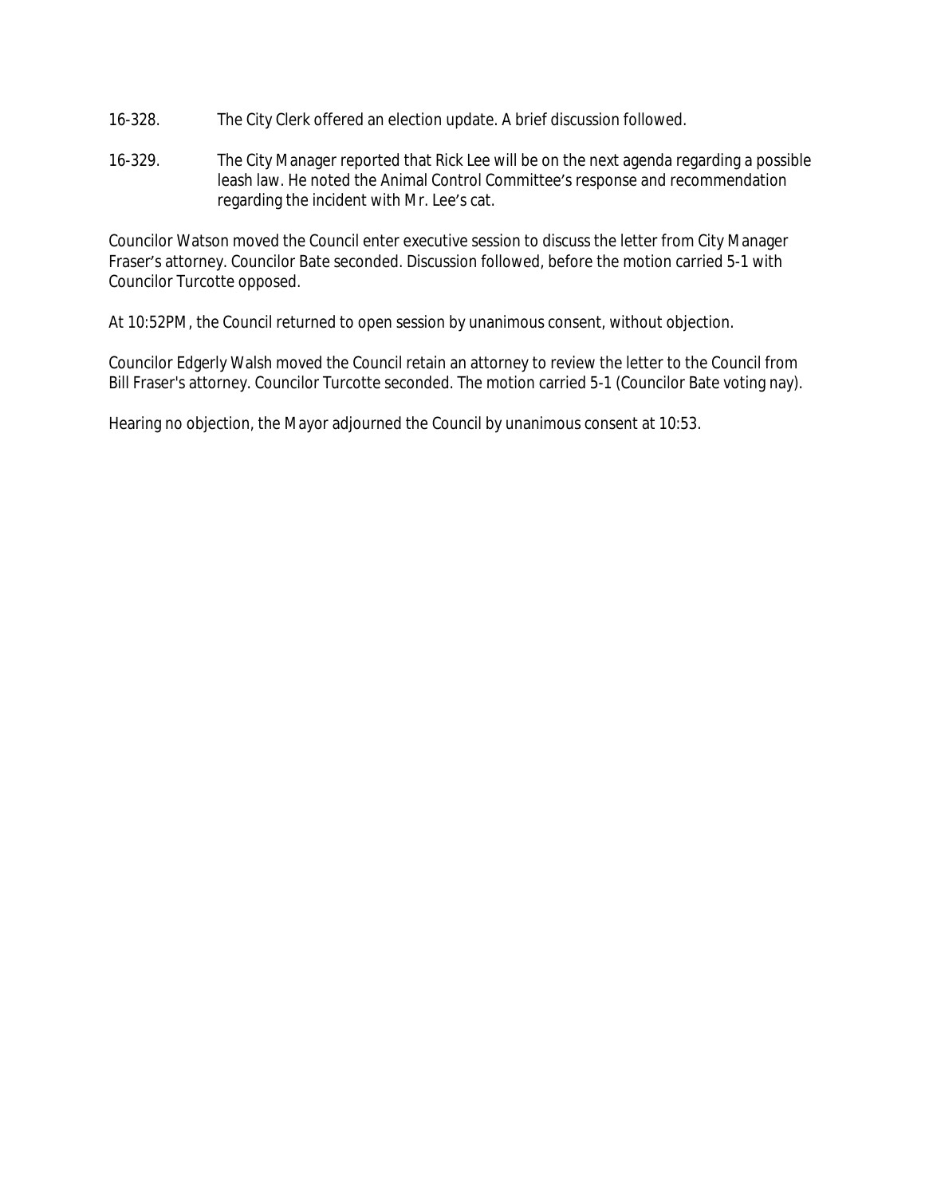16-328. The City Clerk offered an election update. A brief discussion followed.

16-329. The City Manager reported that Rick Lee will be on the next agenda regarding a possible leash law. He noted the Animal Control Committee's response and recommendation regarding the incident with Mr. Lee's cat.

Councilor Watson moved the Council enter executive session to discuss the letter from City Manager Fraser's attorney. Councilor Bate seconded. Discussion followed, before the motion carried 5-1 with Councilor Turcotte opposed.

At 10:52PM, the Council returned to open session by unanimous consent, without objection.

Councilor Edgerly Walsh moved the Council retain an attorney to review the letter to the Council from Bill Fraser's attorney. Councilor Turcotte seconded. The motion carried 5-1 (Councilor Bate voting nay).

Hearing no objection, the Mayor adjourned the Council by unanimous consent at 10:53.